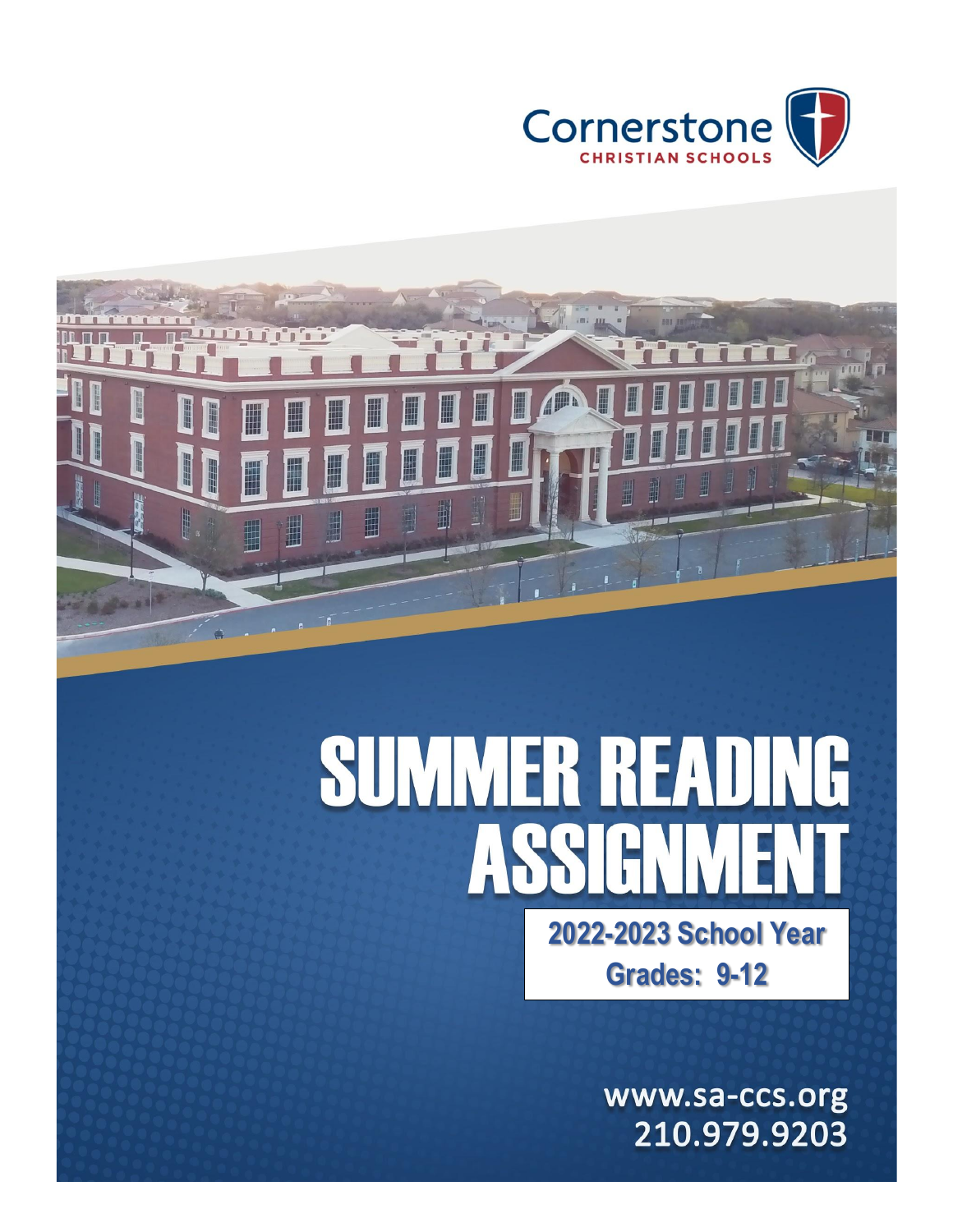Cornerstone

CHRISTIAN SCHOOLS

# SUMMER READING ASSIGNMENT

**2022-2023 School Year**

**Grades: 9-12**

www.sa-ccs.org

210.979.9203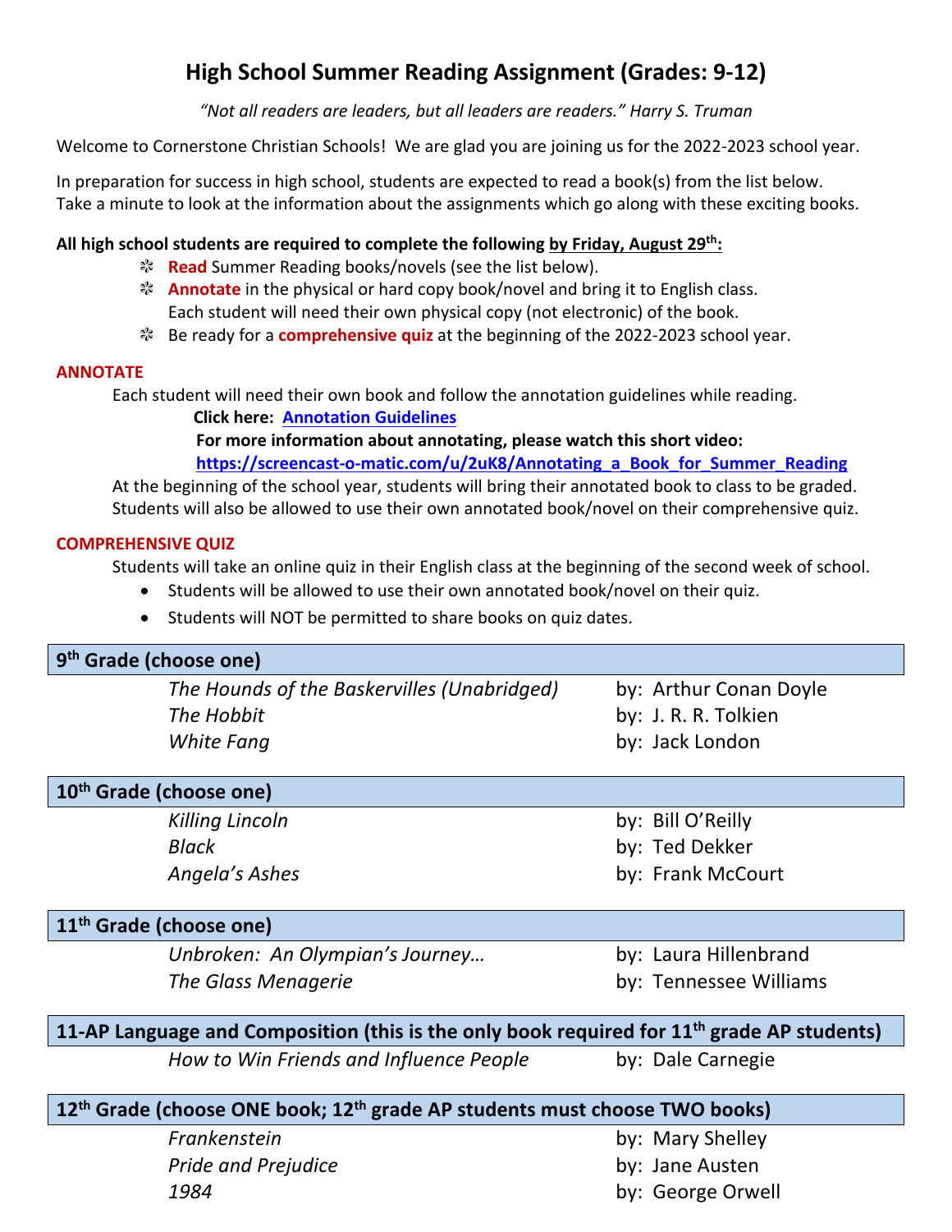# High School Summer Reading Assignment (Grades: 9-12)

*"Not all readers are leaders, but all leaders are readers." Harry S. Truman*

Welcome to Cornerstone Christian Schools! We are glad you are joining us for the 2022-2023 school year.

In preparation for success in high school, students are expected to read a book(s) from the list below. Take a minute to look at the information about the assignments which go along with these exciting books.

**All high school students are required to complete the following by Friday, August 29th:**

- **Read** Summer Reading books/novels (see the list below).
- **Annotate** in the physical or hard copy book/novel and bring it to English class. Each student will need their own physical copy (not electronic) of the book.
- Be ready for a **comprehensive quiz** at the beginning of the 2022-2023 school year.

**ANNOTATE**

Each student will need their own book and follow the annotation guidelines while reading.

**Click here: Annotation Guidelines**

**For more information about annotating, please watch this short video: https://screencast-o-matic.com/u/2uK8/Annotating_a_Book_for_Summer_Reading**

At the beginning of the school year, students will bring their annotated book to class to be graded. Students will also be allowed to use their own annotated book/novel on their comprehensive quiz.

**COMPREHENSIVE QUIZ**

Students will take an online quiz in their English class at the beginning of the second week of school.

- Students will be allowed to use their own annotated book/novel on their quiz.
- Students will NOT be permitted to share books on quiz dates.

| **9th Grade (choose one)** | |
|---|---|
| *The Hounds of the Baskervilles (Unabridged)* | by: Arthur Conan Doyle |
| *The Hobbit* | by: J. R. R. Tolkien |
| *White Fang* | by: Jack London |

| **10th Grade (choose one)** | |
|---|---|
| *Killing Lincoln* | by: Bill O'Reilly |
| *Black* | by: Ted Dekker |
| *Angela's Ashes* | by: Frank McCourt |

| **11th Grade (choose one)** | |
|---|---|
| *Unbroken: An Olympian's Journey…* | by: Laura Hillenbrand |
| *The Glass Menagerie* | by: Tennessee Williams |

| **11-AP Language and Composition (this is the only book required for 11th grade AP students)** | |
|---|---|
| *How to Win Friends and Influence People* | by: Dale Carnegie |

| **12th Grade (choose ONE book; 12th grade AP students must choose TWO books)** | |
|---|---|
| *Frankenstein* | by: Mary Shelley |
| *Pride and Prejudice* | by: Jane Austen |
| *1984* | by: George Orwell |